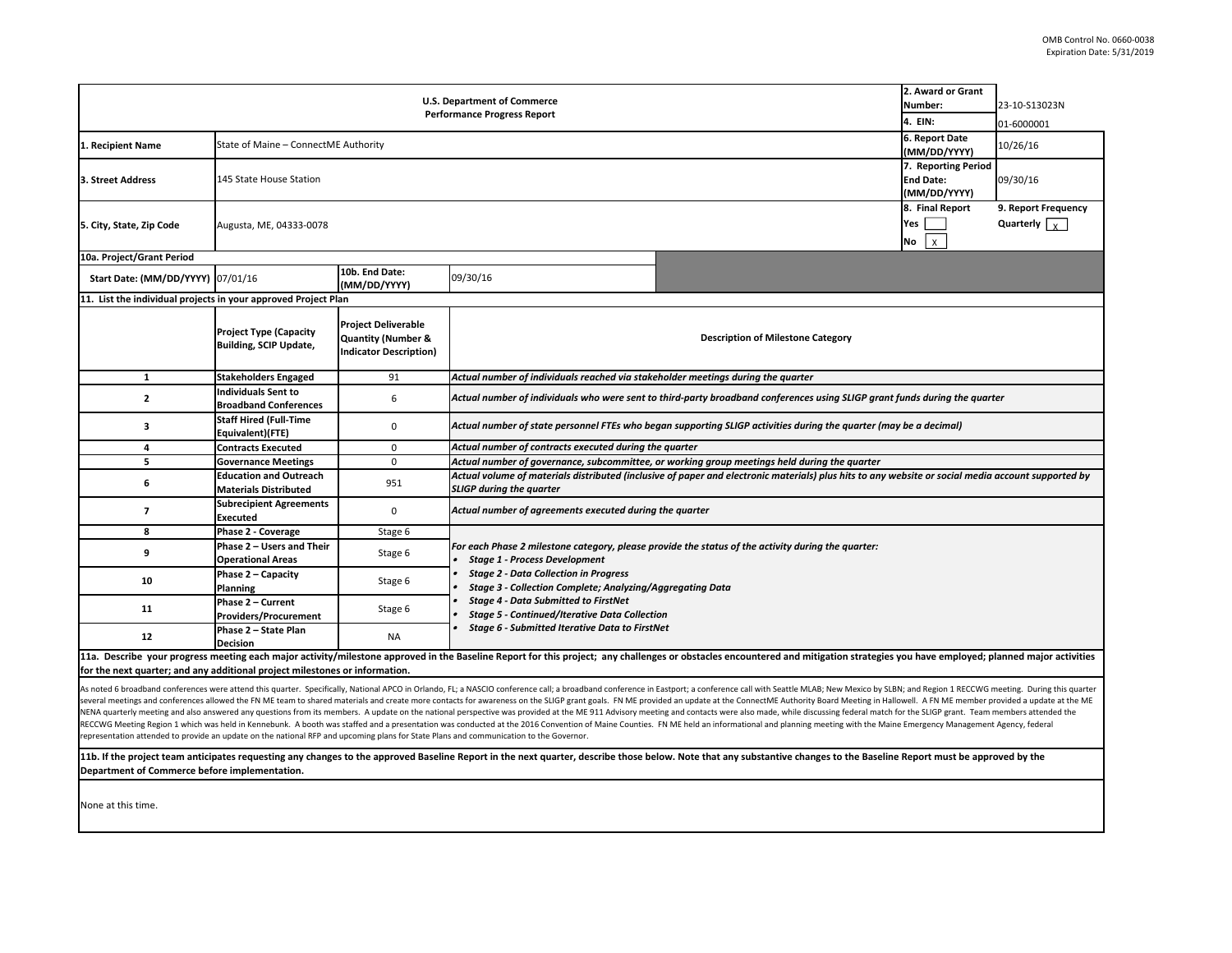OMB Control No. 0660-0038
Expiration Date: 5/31/2019

**U.S. Department of Commerce**
**Performance Progress Report**

| | | | |
|---|---|---|---|
| **1. Recipient Name** | State of Maine – ConnectME Authority | **2. Award or Grant Number:** | 23-10-S13023N |
| | | **4. EIN:** | 01-6000001 |
| | | **6. Report Date (MM/DD/YYYY)** | 10/26/16 |
| **3. Street Address** | 145 State House Station | **7. Reporting Period End Date: (MM/DD/YYYY)** | 09/30/16 |
| **5. City, State, Zip Code** | Augusta, ME, 04333-0078 | **8. Final Report** Yes [ ] No [X] | **9. Report Frequency** Quarterly [X] |

**10a. Project/Grant Period**

| **Start Date: (MM/DD/YYYY)** | 07/01/16 | **10b. End Date: (MM/DD/YYYY)** | 09/30/16 |
|---|---|---|---|

**11. List the individual projects in your approved Project Plan**

| | **Project Type (Capacity Building, SCIP Update,** | **Project Deliverable Quantity (Number & Indicator Description)** | **Description of Milestone Category** |
|---|---|---|---|
| 1 | **Stakeholders Engaged** | 91 | *Actual number of individuals reached via stakeholder meetings during the quarter* |
| 2 | **Individuals Sent to Broadband Conferences** | 6 | *Actual number of individuals who were sent to third-party broadband conferences using SLIGP grant funds during the quarter* |
| 3 | **Staff Hired (Full-Time Equivalent)(FTE)** | 0 | *Actual number of state personnel FTEs who began supporting SLIGP activities during the quarter (may be a decimal)* |
| 4 | **Contracts Executed** | 0 | *Actual number of contracts executed during the quarter* |
| 5 | **Governance Meetings** | 0 | *Actual number of governance, subcommittee, or working group meetings held during the quarter* |
| 6 | **Education and Outreach Materials Distributed** | 951 | *Actual volume of materials distributed (inclusive of paper and electronic materials) plus hits to any website or social media account supported by SLIGP during the quarter* |
| 7 | **Subrecipient Agreements Executed** | 0 | *Actual number of agreements executed during the quarter* |
| 8 | **Phase 2 - Coverage** | Stage 6 | *For each Phase 2 milestone category, please provide the status of the activity during the quarter:* <br>• *Stage 1 - Process Development* <br>• *Stage 2 - Data Collection in Progress* <br>• *Stage 3 - Collection Complete; Analyzing/Aggregating Data* <br>• *Stage 4 - Data Submitted to FirstNet* <br>• *Stage 5 - Continued/Iterative Data Collection* <br>• *Stage 6 - Submitted Iterative Data to FirstNet* |
| 9 | **Phase 2 – Users and Their Operational Areas** | Stage 6 | |
| 10 | **Phase 2 – Capacity Planning** | Stage 6 | |
| 11 | **Phase 2 – Current Providers/Procurement** | Stage 6 | |
| 12 | **Phase 2 – State Plan Decision** | NA | |

**11a. Describe your progress meeting each major activity/milestone approved in the Baseline Report for this project; any challenges or obstacles encountered and mitigation strategies you have employed; planned major activities for the next quarter; and any additional project milestones or information.**

As noted 6 broadband conferences were attend this quarter. Specifically, National APCO in Orlando, FL; a NASCIO conference call; a broadband conference in Eastport; a conference call with Seattle MLAB; New Mexico by SLBN; and Region 1 RECCWG meeting. During this quarter several meetings and conferences allowed the FN ME team to shared materials and create more contacts for awareness on the SLIGP grant goals. FN ME provided an update at the ConnectME Authority Board Meeting in Hallowell. A FN ME member provided a update at the ME NENA quarterly meeting and also answered any questions from its members. A update on the national perspective was provided at the ME 911 Advisory meeting and contacts were also made, while discussing federal match for the SLIGP grant. Team members attended the RECCWG Meeting Region 1 which was held in Kennebunk. A booth was staffed and a presentation was conducted at the 2016 Convention of Maine Counties. FN ME held an informational and planning meeting with the Maine Emergency Management Agency, federal representation attended to provide an update on the national RFP and upcoming plans for State Plans and communication to the Governor.

**11b. If the project team anticipates requesting any changes to the approved Baseline Report in the next quarter, describe those below. Note that any substantive changes to the Baseline Report must be approved by the Department of Commerce before implementation.**

None at this time.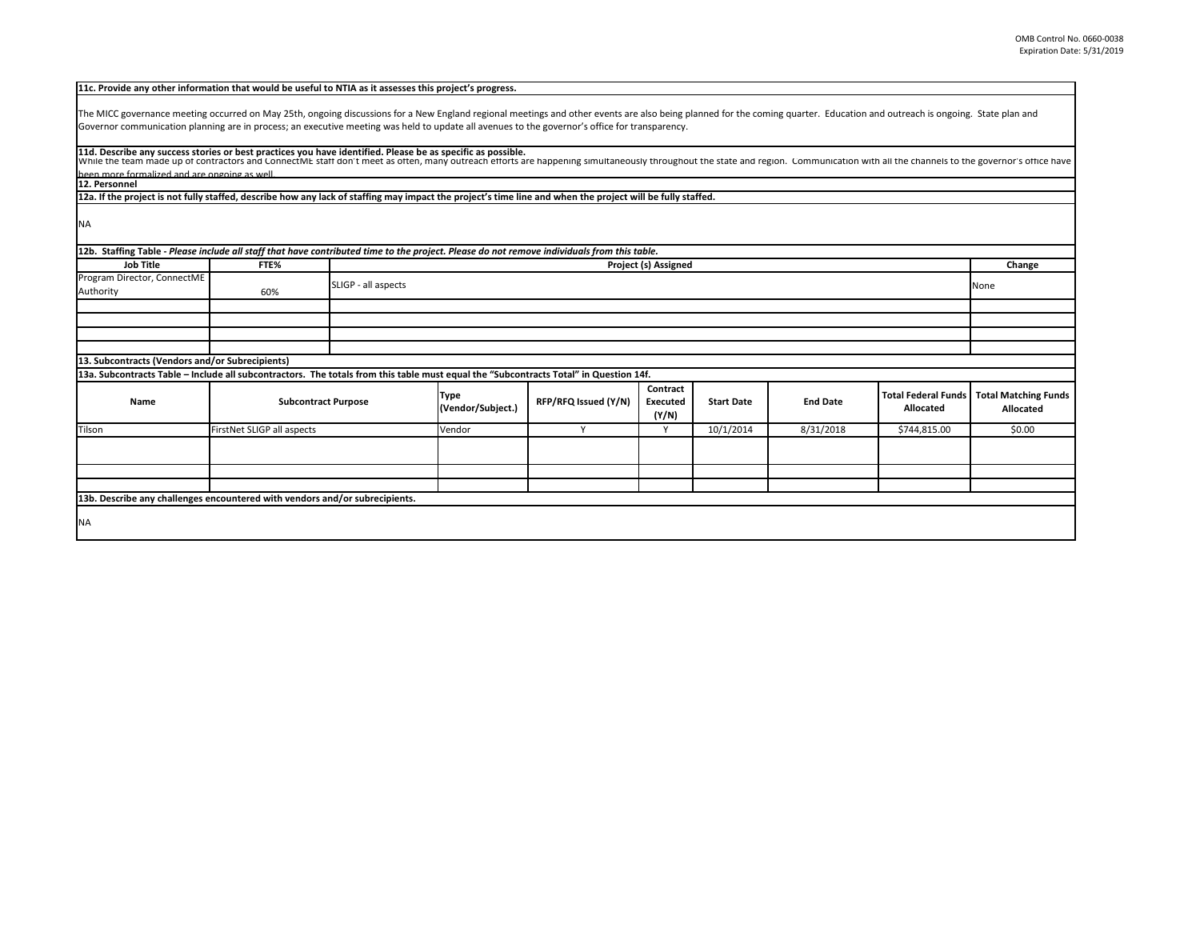**11c. Provide any other information that would be useful to NTIA as it assesses this project's progress.**

The MICC governance meeting occurred on May 25th, ongoing discussions for a New England regional meetings and other events are also being planned for the coming quarter. Education and outreach is ongoing. State plan and Governor communication planning are in process; an executive meeting was held to update all avenues to the governor's office for transparency.

**11d. Describe any success stories or best practices you have identified. Please be as specific as possible.**

While the team made up of contractors and ConnectME staff don't meet as often, many outreach efforts are happening simultaneously throughout the state and region. Communication with all the channels to the governor's office have been more formalized and are ongoing as well.

**12. Personnel**

**12a. If the project is not fully staffed, describe how any lack of staffing may impact the project's time line and when the project will be fully staffed.**

NA

**12b. Staffing Table** - *Please include all staff that have contributed time to the project. Please do not remove individuals from this table.*

| Job Title | FTE% | Project (s) Assigned | Change |
|---|---|---|---|
| Program Director, ConnectME Authority | 60% | SLIGP - all aspects | None |
| | | | |
| | | | |
| | | | |
| | | | |

**13. Subcontracts (Vendors and/or Subrecipients)**

**13a. Subcontracts Table – Include all subcontractors. The totals from this table must equal the "Subcontracts Total" in Question 14f.**

| Name | Subcontract Purpose | Type (Vendor/Subject.) | RFP/RFQ Issued (Y/N) | Contract Executed (Y/N) | Start Date | End Date | Total Federal Funds Allocated | Total Matching Funds Allocated |
|---|---|---|---|---|---|---|---|---|
| Tilson | FirstNet SLIGP all aspects | Vendor | Y | Y | 10/1/2014 | 8/31/2018 | $744,815.00 | $0.00 |
| | | | | | | | | |
| | | | | | | | | |
| | | | | | | | | |

**13b. Describe any challenges encountered with vendors and/or subrecipients.**

NA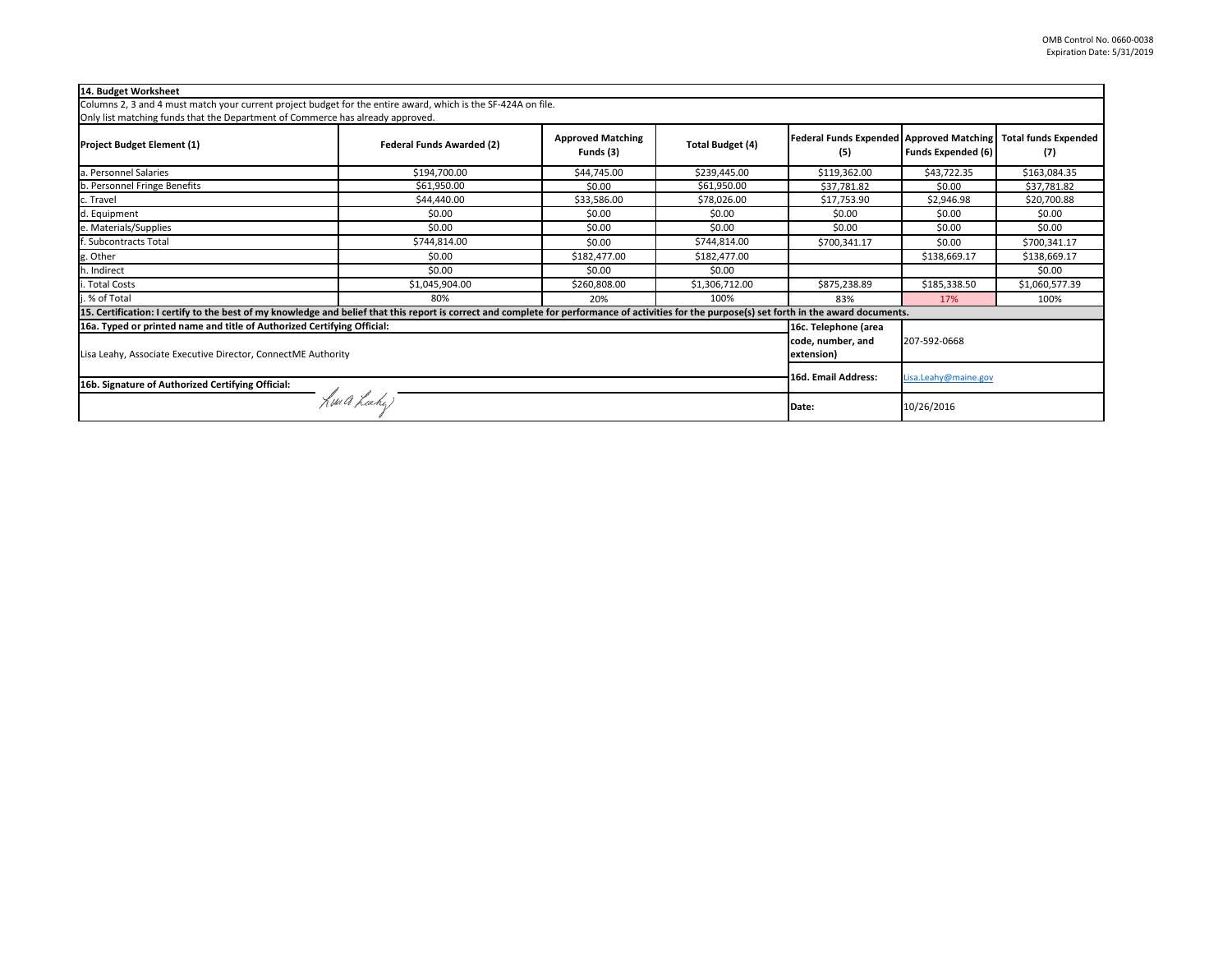OMB Control No. 0660-0038
Expiration Date: 5/31/2019

**14. Budget Worksheet**

Columns 2, 3 and 4 must match your current project budget for the entire award, which is the SF-424A on file.
Only list matching funds that the Department of Commerce has already approved.

| Project Budget Element (1) | Federal Funds Awarded (2) | Approved Matching Funds (3) | Total Budget (4) | Federal Funds Expended (5) | Approved Matching Funds Expended (6) | Total funds Expended (7) |
|---|---|---|---|---|---|---|
| a. Personnel Salaries | $194,700.00 | $44,745.00 | $239,445.00 | $119,362.00 | $43,722.35 | $163,084.35 |
| b. Personnel Fringe Benefits | $61,950.00 | $0.00 | $61,950.00 | $37,781.82 | $0.00 | $37,781.82 |
| c. Travel | $44,440.00 | $33,586.00 | $78,026.00 | $17,753.90 | $2,946.98 | $20,700.88 |
| d. Equipment | $0.00 | $0.00 | $0.00 | $0.00 | $0.00 | $0.00 |
| e. Materials/Supplies | $0.00 | $0.00 | $0.00 | $0.00 | $0.00 | $0.00 |
| f. Subcontracts Total | $744,814.00 | $0.00 | $744,814.00 | $700,341.17 | $0.00 | $700,341.17 |
| g. Other | $0.00 | $182,477.00 | $182,477.00 | | $138,669.17 | $138,669.17 |
| h. Indirect | $0.00 | $0.00 | $0.00 | | | $0.00 |
| i. Total Costs | $1,045,904.00 | $260,808.00 | $1,306,712.00 | $875,238.89 | $185,338.50 | $1,060,577.39 |
| j. % of Total | 80% | 20% | 100% | 83% | 17% | 100% |

**15. Certification: I certify to the best of my knowledge and belief that this report is correct and complete for performance of activities for the purpose(s) set forth in the award documents.**

| | | | |
|---|---|---|---|
| **16a. Typed or printed name and title of Authorized Certifying Official:** Lisa Leahy, Associate Executive Director, ConnectME Authority | | **16c. Telephone (area code, number, and extension)** | 207-592-0668 |
| **16b. Signature of Authorized Certifying Official:** | | **16d. Email Address:** | Lisa.Leahy@maine.gov |
| Lisa Leahy | | **Date:** | 10/26/2016 |